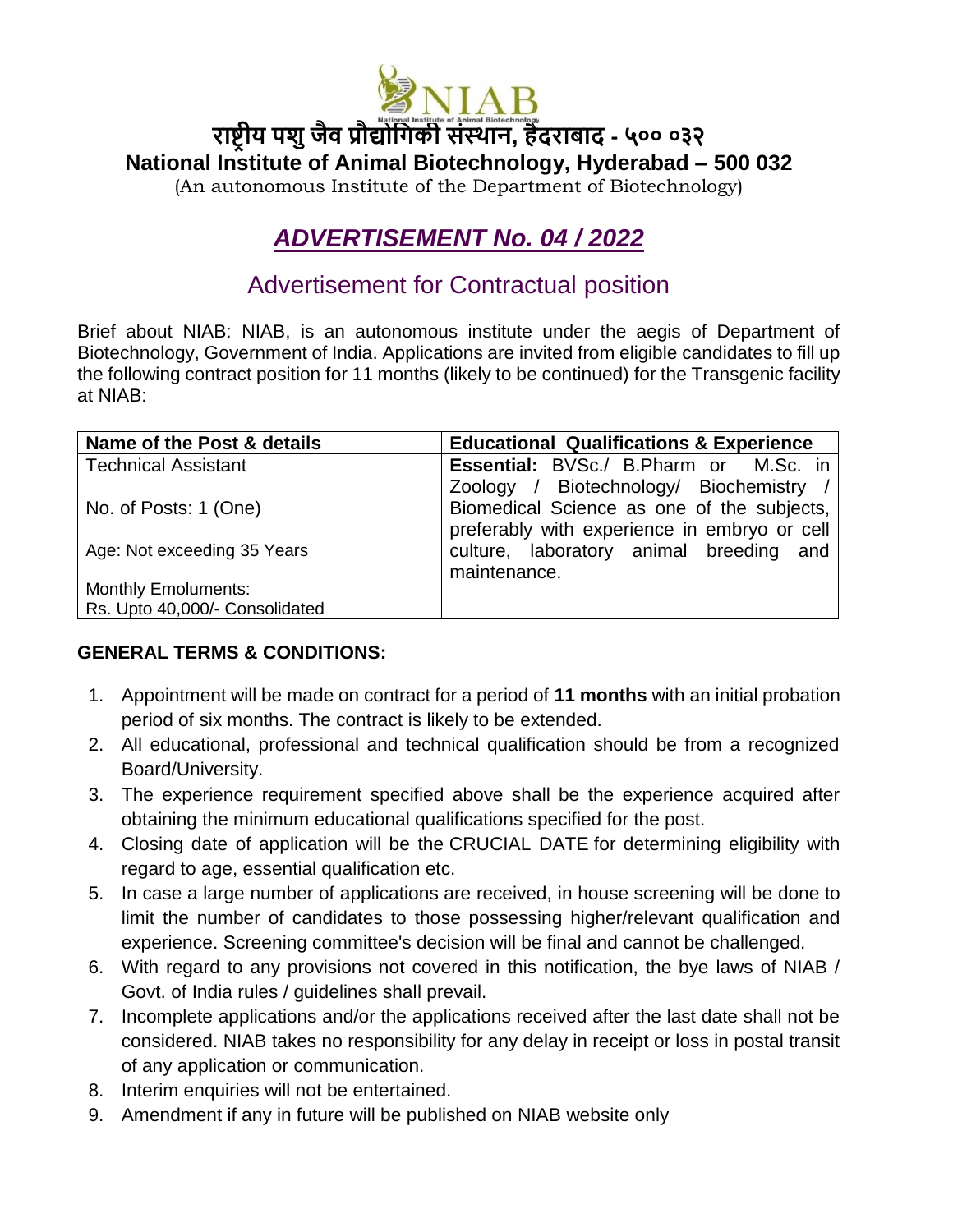# राष्ट्रीय पशु जैव प्रौद्योगिकी संस्थान, हैदराबाद - ५०० ०३२

**National Institute of Animal Biotechnology, Hyderabad – 500 032**

(An autonomous Institute of the Department of Biotechnology)

## ***ADVERTISEMENT No. 04 / 2022***

## Advertisement for Contractual position

Brief about NIAB: NIAB, is an autonomous institute under the aegis of Department of Biotechnology, Government of India. Applications are invited from eligible candidates to fill up the following contract position for 11 months (likely to be continued) for the Transgenic facility at NIAB:

| Name of the Post & details | Educational Qualifications & Experience |
|---|---|
| Technical Assistant<br><br>No. of Posts: 1 (One)<br><br>Age: Not exceeding 35 Years<br><br>Monthly Emoluments:<br>Rs. Upto 40,000/- Consolidated | **Essential:** BVSc./ B.Pharm or M.Sc. in Zoology / Biotechnology/ Biochemistry / Biomedical Science as one of the subjects, preferably with experience in embryo or cell culture, laboratory animal breeding and maintenance. |

**GENERAL TERMS & CONDITIONS:**

1. Appointment will be made on contract for a period of **11 months** with an initial probation period of six months. The contract is likely to be extended.
2. All educational, professional and technical qualification should be from a recognized Board/University.
3. The experience requirement specified above shall be the experience acquired after obtaining the minimum educational qualifications specified for the post.
4. Closing date of application will be the CRUCIAL DATE for determining eligibility with regard to age, essential qualification etc.
5. In case a large number of applications are received, in house screening will be done to limit the number of candidates to those possessing higher/relevant qualification and experience. Screening committee's decision will be final and cannot be challenged.
6. With regard to any provisions not covered in this notification, the bye laws of NIAB / Govt. of India rules / guidelines shall prevail.
7. Incomplete applications and/or the applications received after the last date shall not be considered. NIAB takes no responsibility for any delay in receipt or loss in postal transit of any application or communication.
8. Interim enquiries will not be entertained.
9. Amendment if any in future will be published on NIAB website only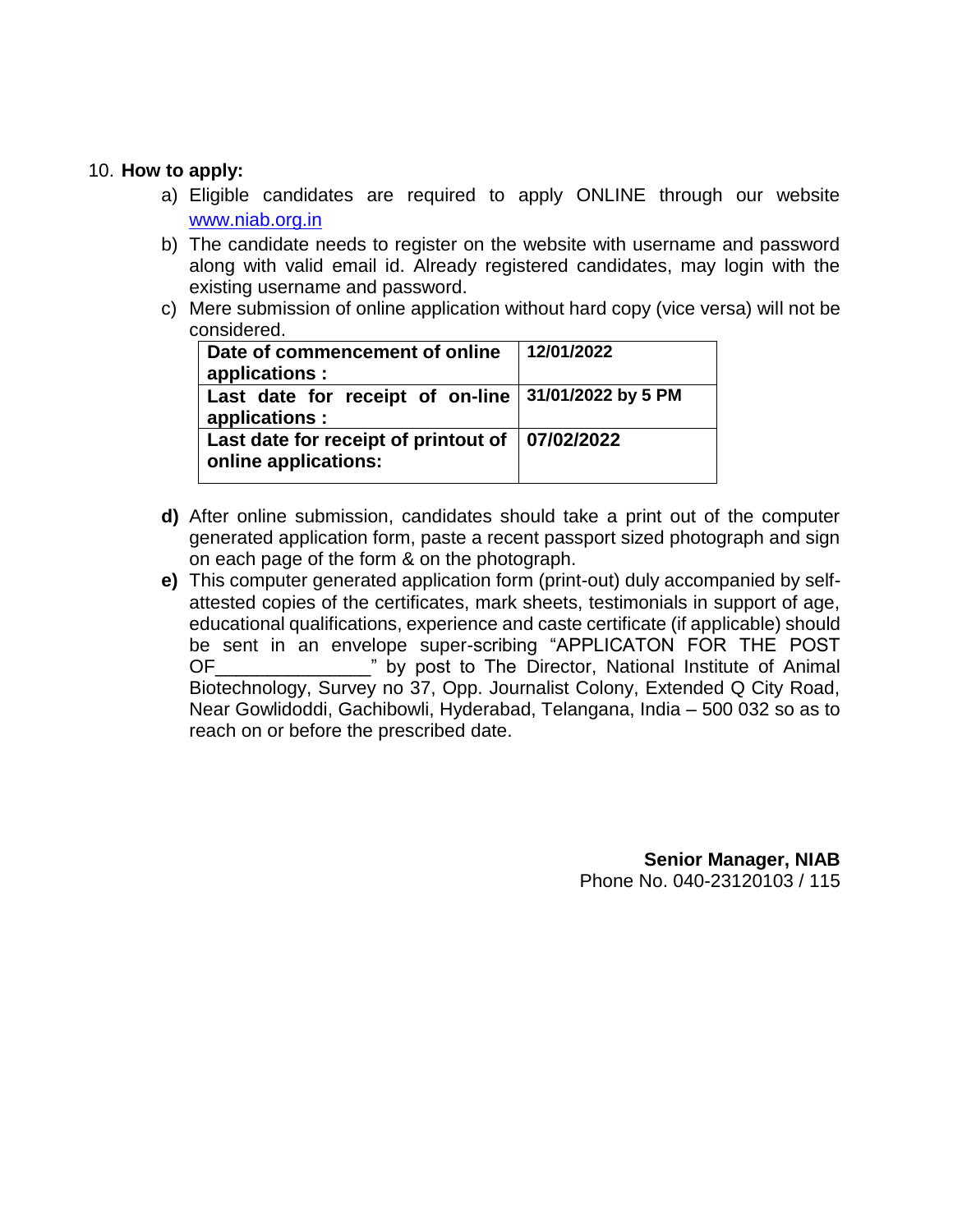10. **How to apply:**

a) Eligible candidates are required to apply ONLINE through our website [www.niab.org.in](http://www.niab.org.in)

b) The candidate needs to register on the website with username and password along with valid email id. Already registered candidates, may login with the existing username and password.

c) Mere submission of online application without hard copy (vice versa) will not be considered.

| | |
|---|---|
| **Date of commencement of online applications :** | **12/01/2022** |
| **Last date for receipt of on-line applications :** | **31/01/2022 by 5 PM** |
| **Last date for receipt of printout of online applications:** | **07/02/2022** |

**d)** After online submission, candidates should take a print out of the computer generated application form, paste a recent passport sized photograph and sign on each page of the form & on the photograph.

**e)** This computer generated application form (print-out) duly accompanied by self-attested copies of the certificates, mark sheets, testimonials in support of age, educational qualifications, experience and caste certificate (if applicable) should be sent in an envelope super-scribing "APPLICATON FOR THE POST OF_______________" by post to The Director, National Institute of Animal Biotechnology, Survey no 37, Opp. Journalist Colony, Extended Q City Road, Near Gowlidoddi, Gachibowli, Hyderabad, Telangana, India – 500 032 so as to reach on or before the prescribed date.

**Senior Manager, NIAB**
Phone No. 040-23120103 / 115